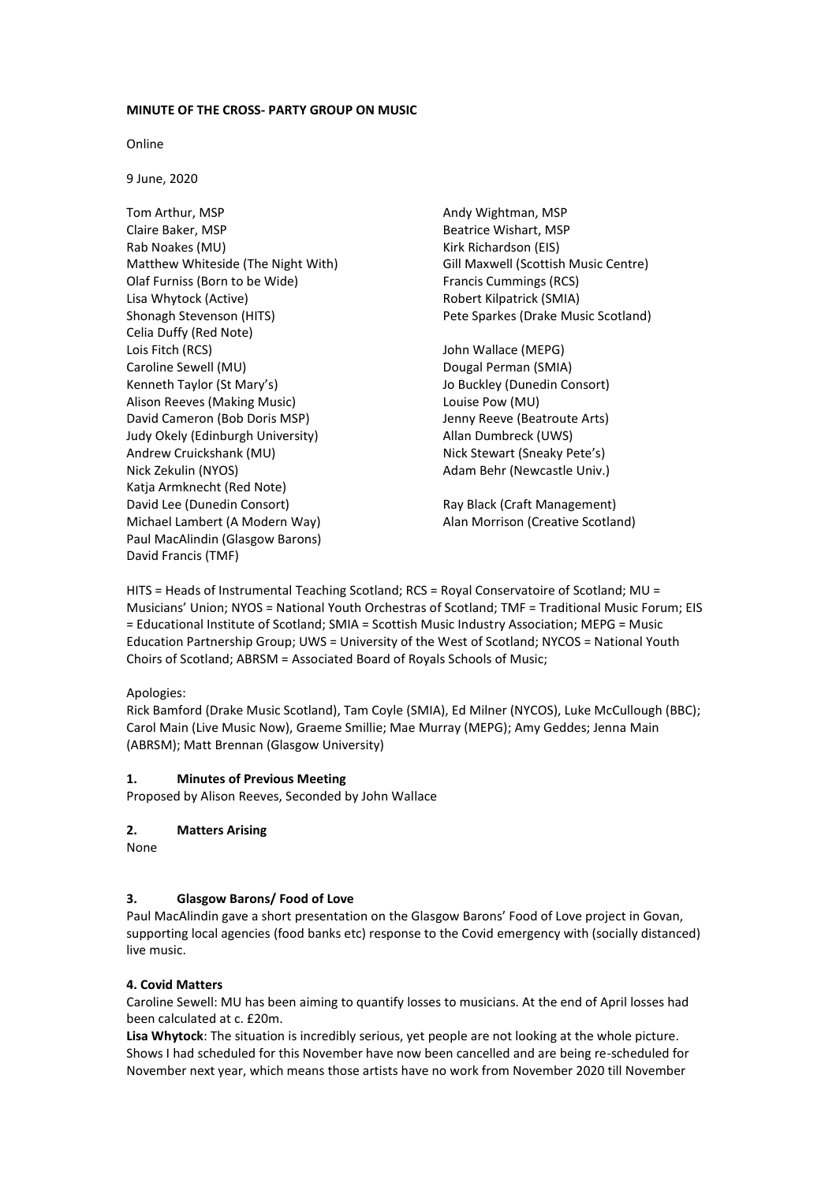**MINUTE OF THE CROSS- PARTY GROUP ON MUSIC**

Online

9 June, 2020

Tom Arthur, MSP
Claire Baker, MSP
Rab Noakes (MU)
Matthew Whiteside (The Night With)
Olaf Furniss (Born to be Wide)
Lisa Whytock (Active)
Shonagh Stevenson (HITS)
Celia Duffy (Red Note)
Lois Fitch (RCS)
Caroline Sewell (MU)
Kenneth Taylor (St Mary's)
Alison Reeves (Making Music)
David Cameron (Bob Doris MSP)
Judy Okely (Edinburgh University)
Andrew Cruickshank (MU)
Nick Zekulin (NYOS)
Katja Armknecht (Red Note)
David Lee (Dunedin Consort)
Michael Lambert (A Modern Way)
Paul MacAlindin (Glasgow Barons)
David Francis (TMF)
Andy Wightman, MSP
Beatrice Wishart, MSP
Kirk Richardson (EIS)
Gill Maxwell (Scottish Music Centre)
Francis Cummings (RCS)
Robert Kilpatrick (SMIA)
Pete Sparkes (Drake Music Scotland)
John Wallace (MEPG)
Dougal Perman (SMIA)
Jo Buckley (Dunedin Consort)
Louise Pow (MU)
Jenny Reeve (Beatroute Arts)
Allan Dumbreck (UWS)
Nick Stewart (Sneaky Pete's)
Adam Behr (Newcastle Univ.)
Ray Black (Craft Management)
Alan Morrison (Creative Scotland)

HITS = Heads of Instrumental Teaching Scotland; RCS = Royal Conservatoire of Scotland; MU = Musicians' Union; NYOS = National Youth Orchestras of Scotland; TMF = Traditional Music Forum; EIS = Educational Institute of Scotland; SMIA = Scottish Music Industry Association; MEPG = Music Education Partnership Group; UWS = University of the West of Scotland; NYCOS = National Youth Choirs of Scotland; ABRSM = Associated Board of Royals Schools of Music;

Apologies:
Rick Bamford (Drake Music Scotland), Tam Coyle (SMIA), Ed Milner (NYCOS), Luke McCullough (BBC); Carol Main (Live Music Now), Graeme Smillie; Mae Murray (MEPG); Amy Geddes; Jenna Main (ABRSM); Matt Brennan (Glasgow University)

## 1. Minutes of Previous Meeting

Proposed by Alison Reeves, Seconded by John Wallace

## 2. Matters Arising

None

## 3. Glasgow Barons/ Food of Love

Paul MacAlindin gave a short presentation on the Glasgow Barons' Food of Love project in Govan, supporting local agencies (food banks etc) response to the Covid emergency with (socially distanced) live music.

## 4. Covid Matters

Caroline Sewell: MU has been aiming to quantify losses to musicians. At the end of April losses had been calculated at c. £20m.

**Lisa Whytock**: The situation is incredibly serious, yet people are not looking at the whole picture. Shows I had scheduled for this November have now been cancelled and are being re-scheduled for November next year, which means those artists have no work from November 2020 till November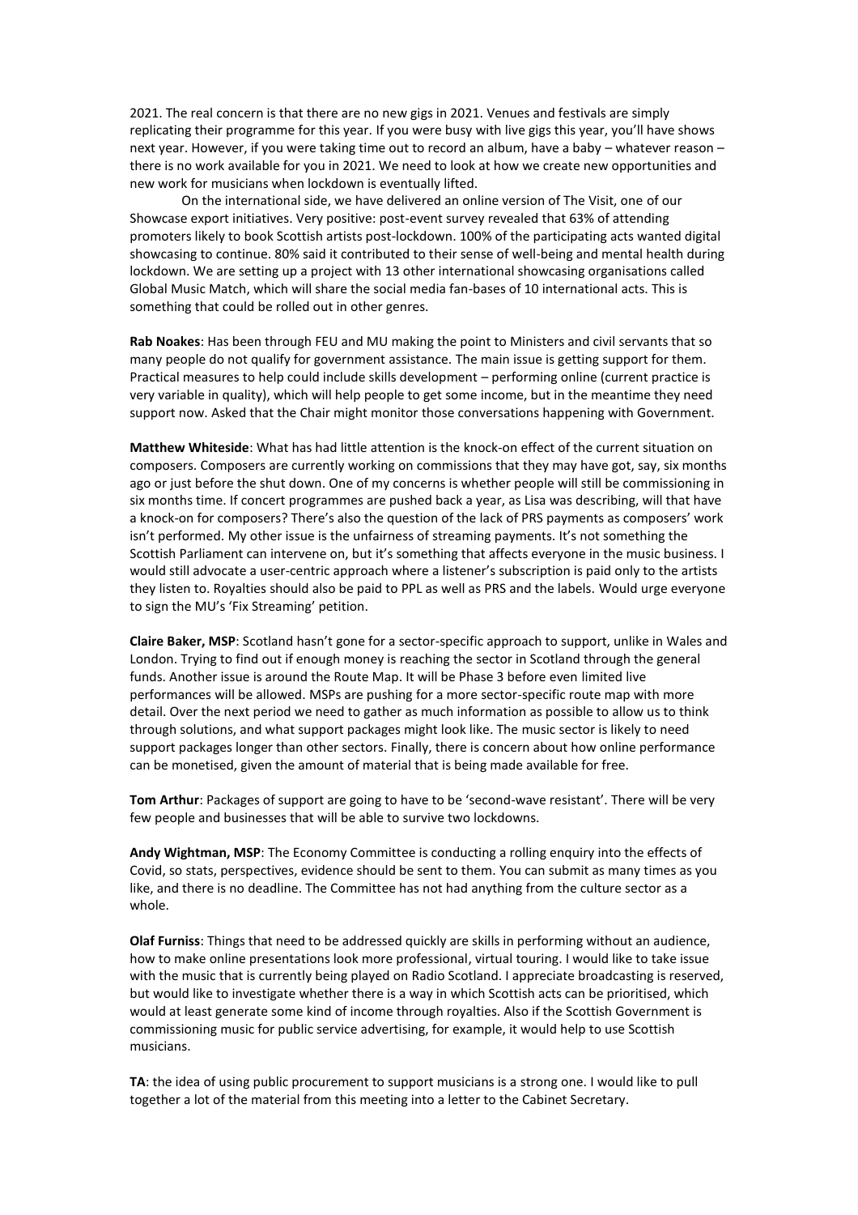2021. The real concern is that there are no new gigs in 2021. Venues and festivals are simply replicating their programme for this year. If you were busy with live gigs this year, you'll have shows next year. However, if you were taking time out to record an album, have a baby – whatever reason – there is no work available for you in 2021. We need to look at how we create new opportunities and new work for musicians when lockdown is eventually lifted.

On the international side, we have delivered an online version of The Visit, one of our Showcase export initiatives. Very positive: post-event survey revealed that 63% of attending promoters likely to book Scottish artists post-lockdown. 100% of the participating acts wanted digital showcasing to continue. 80% said it contributed to their sense of well-being and mental health during lockdown. We are setting up a project with 13 other international showcasing organisations called Global Music Match, which will share the social media fan-bases of 10 international acts. This is something that could be rolled out in other genres.

**Rab Noakes**: Has been through FEU and MU making the point to Ministers and civil servants that so many people do not qualify for government assistance. The main issue is getting support for them. Practical measures to help could include skills development – performing online (current practice is very variable in quality), which will help people to get some income, but in the meantime they need support now. Asked that the Chair might monitor those conversations happening with Government.

**Matthew Whiteside**: What has had little attention is the knock-on effect of the current situation on composers. Composers are currently working on commissions that they may have got, say, six months ago or just before the shut down. One of my concerns is whether people will still be commissioning in six months time. If concert programmes are pushed back a year, as Lisa was describing, will that have a knock-on for composers? There's also the question of the lack of PRS payments as composers' work isn't performed. My other issue is the unfairness of streaming payments. It's not something the Scottish Parliament can intervene on, but it's something that affects everyone in the music business. I would still advocate a user-centric approach where a listener's subscription is paid only to the artists they listen to. Royalties should also be paid to PPL as well as PRS and the labels. Would urge everyone to sign the MU's 'Fix Streaming' petition.

**Claire Baker, MSP**: Scotland hasn't gone for a sector-specific approach to support, unlike in Wales and London. Trying to find out if enough money is reaching the sector in Scotland through the general funds. Another issue is around the Route Map. It will be Phase 3 before even limited live performances will be allowed. MSPs are pushing for a more sector-specific route map with more detail. Over the next period we need to gather as much information as possible to allow us to think through solutions, and what support packages might look like. The music sector is likely to need support packages longer than other sectors. Finally, there is concern about how online performance can be monetised, given the amount of material that is being made available for free.

**Tom Arthur**: Packages of support are going to have to be 'second-wave resistant'. There will be very few people and businesses that will be able to survive two lockdowns.

**Andy Wightman, MSP**: The Economy Committee is conducting a rolling enquiry into the effects of Covid, so stats, perspectives, evidence should be sent to them. You can submit as many times as you like, and there is no deadline. The Committee has not had anything from the culture sector as a whole.

**Olaf Furniss**: Things that need to be addressed quickly are skills in performing without an audience, how to make online presentations look more professional, virtual touring. I would like to take issue with the music that is currently being played on Radio Scotland. I appreciate broadcasting is reserved, but would like to investigate whether there is a way in which Scottish acts can be prioritised, which would at least generate some kind of income through royalties. Also if the Scottish Government is commissioning music for public service advertising, for example, it would help to use Scottish musicians.

**TA**: the idea of using public procurement to support musicians is a strong one. I would like to pull together a lot of the material from this meeting into a letter to the Cabinet Secretary.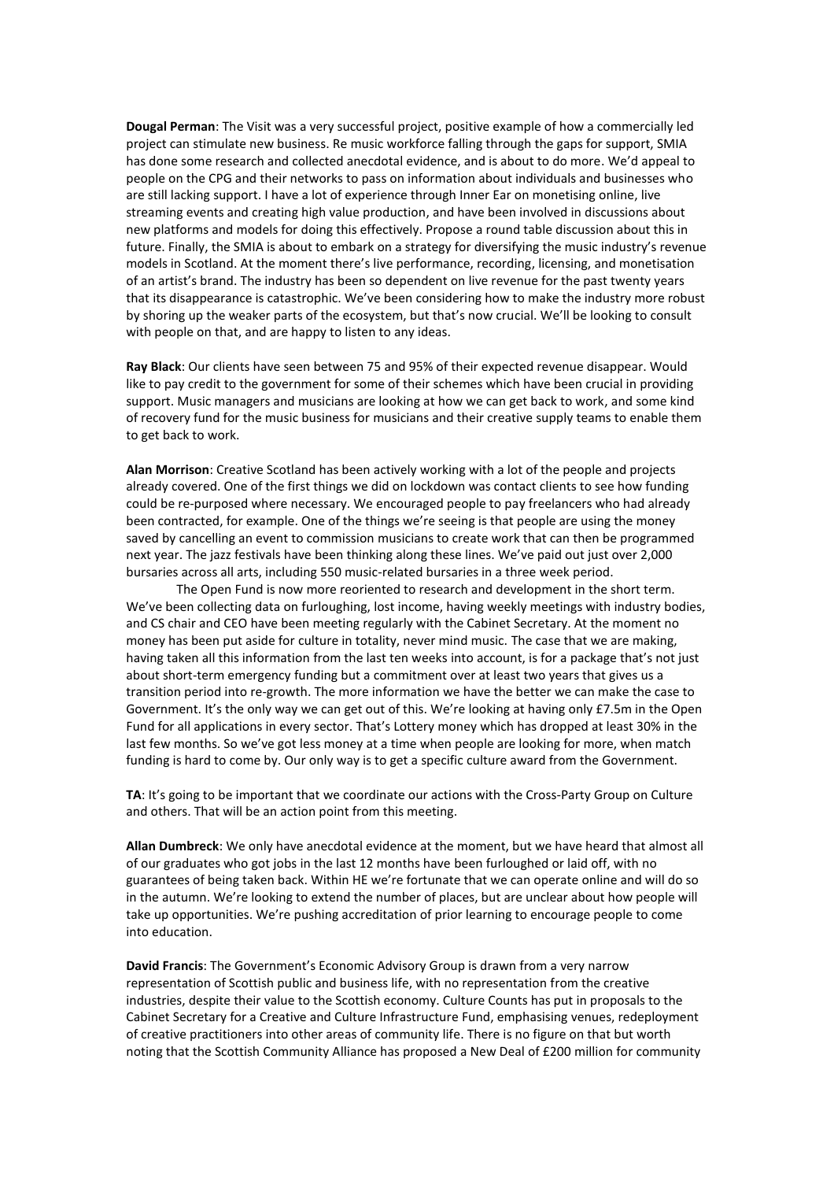**Dougal Perman**: The Visit was a very successful project, positive example of how a commercially led project can stimulate new business. Re music workforce falling through the gaps for support, SMIA has done some research and collected anecdotal evidence, and is about to do more. We'd appeal to people on the CPG and their networks to pass on information about individuals and businesses who are still lacking support. I have a lot of experience through Inner Ear on monetising online, live streaming events and creating high value production, and have been involved in discussions about new platforms and models for doing this effectively. Propose a round table discussion about this in future. Finally, the SMIA is about to embark on a strategy for diversifying the music industry's revenue models in Scotland. At the moment there's live performance, recording, licensing, and monetisation of an artist's brand. The industry has been so dependent on live revenue for the past twenty years that its disappearance is catastrophic. We've been considering how to make the industry more robust by shoring up the weaker parts of the ecosystem, but that's now crucial. We'll be looking to consult with people on that, and are happy to listen to any ideas.

**Ray Black**: Our clients have seen between 75 and 95% of their expected revenue disappear. Would like to pay credit to the government for some of their schemes which have been crucial in providing support. Music managers and musicians are looking at how we can get back to work, and some kind of recovery fund for the music business for musicians and their creative supply teams to enable them to get back to work.

**Alan Morrison**: Creative Scotland has been actively working with a lot of the people and projects already covered. One of the first things we did on lockdown was contact clients to see how funding could be re-purposed where necessary. We encouraged people to pay freelancers who had already been contracted, for example. One of the things we're seeing is that people are using the money saved by cancelling an event to commission musicians to create work that can then be programmed next year. The jazz festivals have been thinking along these lines. We've paid out just over 2,000 bursaries across all arts, including 550 music-related bursaries in a three week period.

The Open Fund is now more reoriented to research and development in the short term. We've been collecting data on furloughing, lost income, having weekly meetings with industry bodies, and CS chair and CEO have been meeting regularly with the Cabinet Secretary. At the moment no money has been put aside for culture in totality, never mind music. The case that we are making, having taken all this information from the last ten weeks into account, is for a package that's not just about short-term emergency funding but a commitment over at least two years that gives us a transition period into re-growth. The more information we have the better we can make the case to Government. It's the only way we can get out of this. We're looking at having only £7.5m in the Open Fund for all applications in every sector. That's Lottery money which has dropped at least 30% in the last few months. So we've got less money at a time when people are looking for more, when match funding is hard to come by. Our only way is to get a specific culture award from the Government.

**TA**: It's going to be important that we coordinate our actions with the Cross-Party Group on Culture and others. That will be an action point from this meeting.

**Allan Dumbreck**: We only have anecdotal evidence at the moment, but we have heard that almost all of our graduates who got jobs in the last 12 months have been furloughed or laid off, with no guarantees of being taken back. Within HE we're fortunate that we can operate online and will do so in the autumn. We're looking to extend the number of places, but are unclear about how people will take up opportunities. We're pushing accreditation of prior learning to encourage people to come into education.

**David Francis**: The Government's Economic Advisory Group is drawn from a very narrow representation of Scottish public and business life, with no representation from the creative industries, despite their value to the Scottish economy. Culture Counts has put in proposals to the Cabinet Secretary for a Creative and Culture Infrastructure Fund, emphasising venues, redeployment of creative practitioners into other areas of community life. There is no figure on that but worth noting that the Scottish Community Alliance has proposed a New Deal of £200 million for community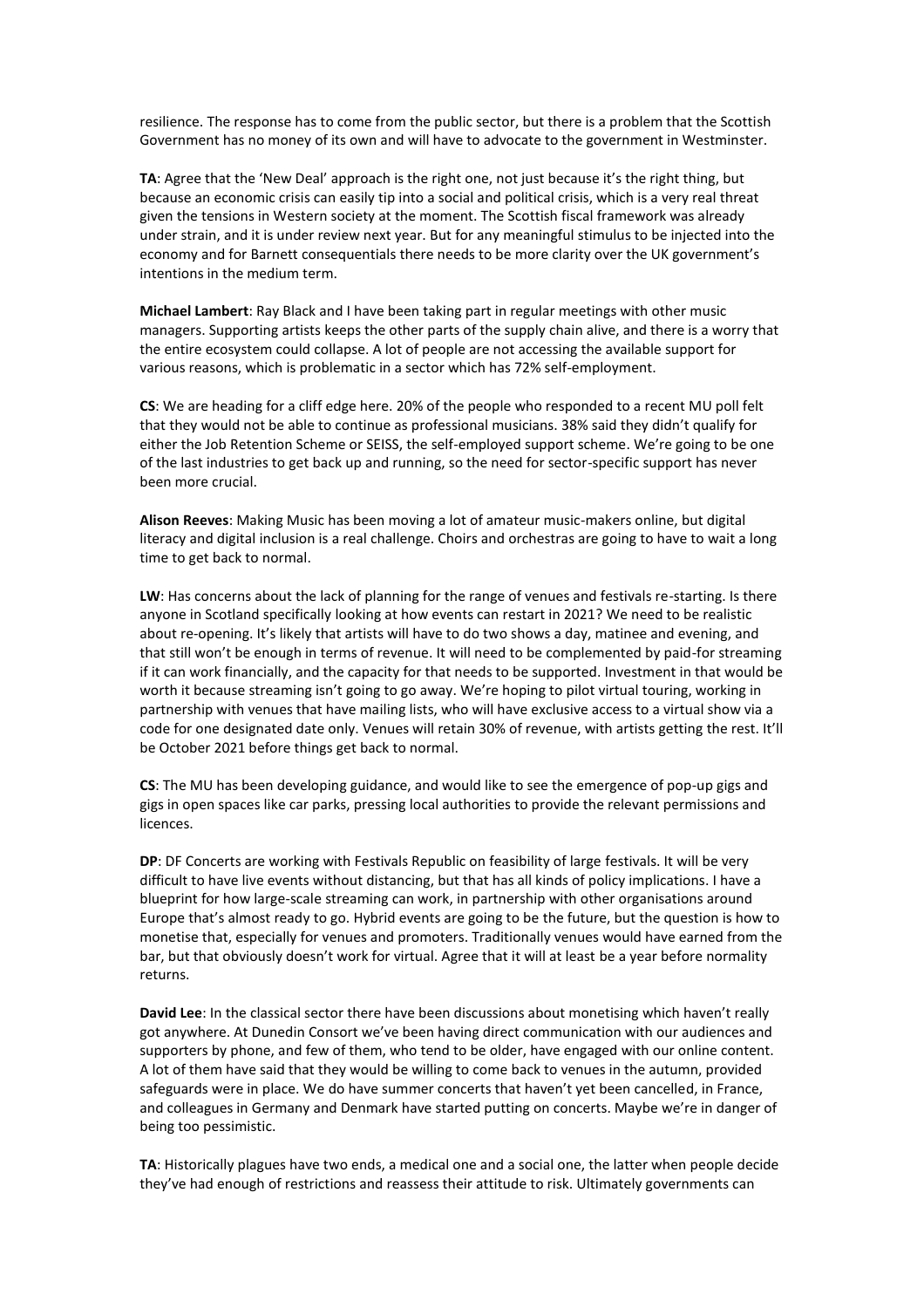resilience. The response has to come from the public sector, but there is a problem that the Scottish Government has no money of its own and will have to advocate to the government in Westminster.

**TA**: Agree that the 'New Deal' approach is the right one, not just because it's the right thing, but because an economic crisis can easily tip into a social and political crisis, which is a very real threat given the tensions in Western society at the moment. The Scottish fiscal framework was already under strain, and it is under review next year. But for any meaningful stimulus to be injected into the economy and for Barnett consequentials there needs to be more clarity over the UK government's intentions in the medium term.

**Michael Lambert**: Ray Black and I have been taking part in regular meetings with other music managers. Supporting artists keeps the other parts of the supply chain alive, and there is a worry that the entire ecosystem could collapse. A lot of people are not accessing the available support for various reasons, which is problematic in a sector which has 72% self-employment.

**CS**: We are heading for a cliff edge here. 20% of the people who responded to a recent MU poll felt that they would not be able to continue as professional musicians. 38% said they didn't qualify for either the Job Retention Scheme or SEISS, the self-employed support scheme. We're going to be one of the last industries to get back up and running, so the need for sector-specific support has never been more crucial.

**Alison Reeves**: Making Music has been moving a lot of amateur music-makers online, but digital literacy and digital inclusion is a real challenge. Choirs and orchestras are going to have to wait a long time to get back to normal.

**LW**: Has concerns about the lack of planning for the range of venues and festivals re-starting. Is there anyone in Scotland specifically looking at how events can restart in 2021? We need to be realistic about re-opening. It's likely that artists will have to do two shows a day, matinee and evening, and that still won't be enough in terms of revenue. It will need to be complemented by paid-for streaming if it can work financially, and the capacity for that needs to be supported. Investment in that would be worth it because streaming isn't going to go away. We're hoping to pilot virtual touring, working in partnership with venues that have mailing lists, who will have exclusive access to a virtual show via a code for one designated date only. Venues will retain 30% of revenue, with artists getting the rest. It'll be October 2021 before things get back to normal.

**CS**: The MU has been developing guidance, and would like to see the emergence of pop-up gigs and gigs in open spaces like car parks, pressing local authorities to provide the relevant permissions and licences.

**DP**: DF Concerts are working with Festivals Republic on feasibility of large festivals. It will be very difficult to have live events without distancing, but that has all kinds of policy implications. I have a blueprint for how large-scale streaming can work, in partnership with other organisations around Europe that's almost ready to go. Hybrid events are going to be the future, but the question is how to monetise that, especially for venues and promoters. Traditionally venues would have earned from the bar, but that obviously doesn't work for virtual. Agree that it will at least be a year before normality returns.

**David Lee**: In the classical sector there have been discussions about monetising which haven't really got anywhere. At Dunedin Consort we've been having direct communication with our audiences and supporters by phone, and few of them, who tend to be older, have engaged with our online content. A lot of them have said that they would be willing to come back to venues in the autumn, provided safeguards were in place. We do have summer concerts that haven't yet been cancelled, in France, and colleagues in Germany and Denmark have started putting on concerts. Maybe we're in danger of being too pessimistic.

**TA**: Historically plagues have two ends, a medical one and a social one, the latter when people decide they've had enough of restrictions and reassess their attitude to risk. Ultimately governments can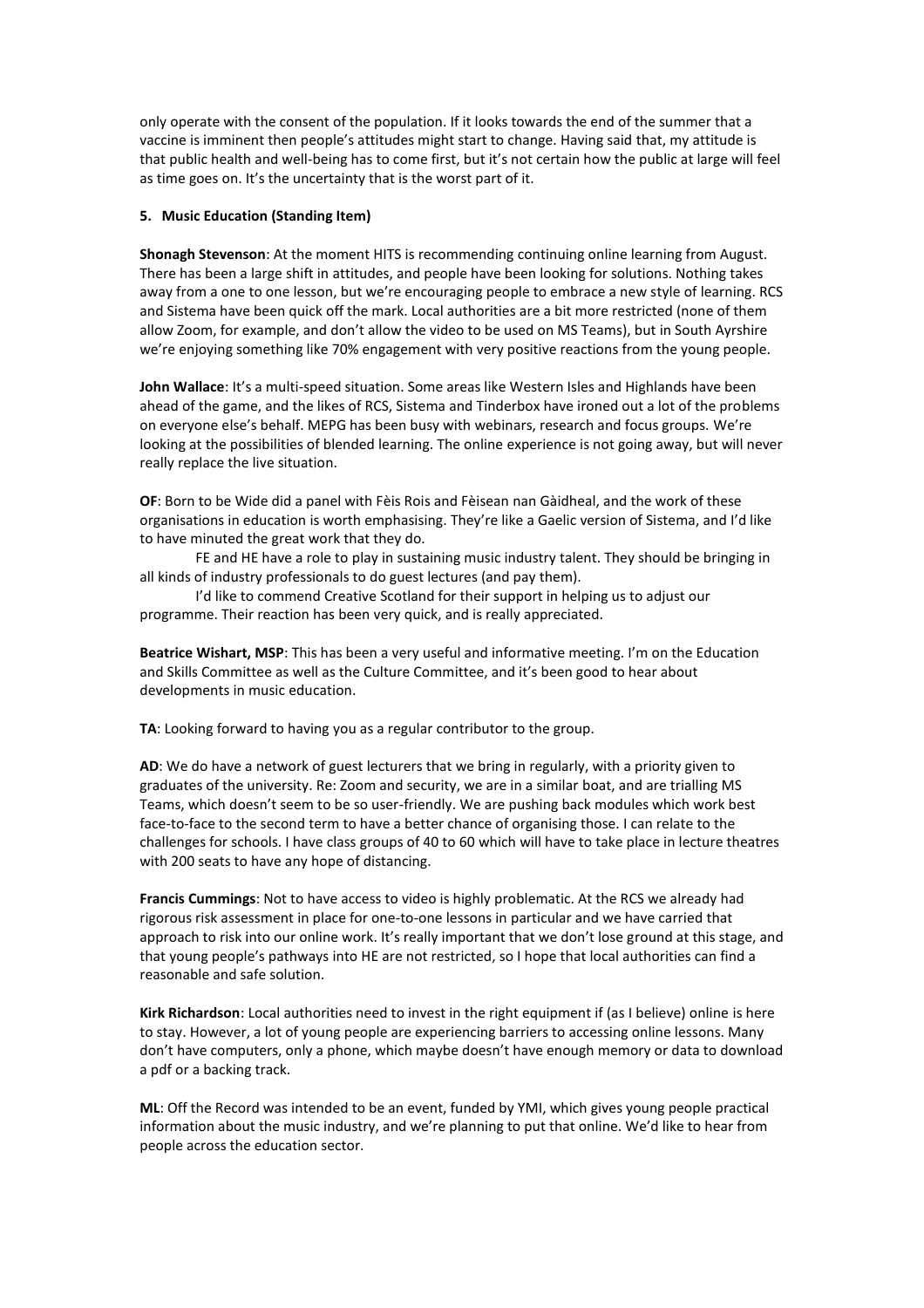only operate with the consent of the population. If it looks towards the end of the summer that a vaccine is imminent then people's attitudes might start to change. Having said that, my attitude is that public health and well-being has to come first, but it's not certain how the public at large will feel as time goes on. It's the uncertainty that is the worst part of it.

**5. Music Education (Standing Item)**

**Shonagh Stevenson**: At the moment HITS is recommending continuing online learning from August. There has been a large shift in attitudes, and people have been looking for solutions. Nothing takes away from a one to one lesson, but we're encouraging people to embrace a new style of learning. RCS and Sistema have been quick off the mark. Local authorities are a bit more restricted (none of them allow Zoom, for example, and don't allow the video to be used on MS Teams), but in South Ayrshire we're enjoying something like 70% engagement with very positive reactions from the young people.

**John Wallace**: It's a multi-speed situation. Some areas like Western Isles and Highlands have been ahead of the game, and the likes of RCS, Sistema and Tinderbox have ironed out a lot of the problems on everyone else's behalf. MEPG has been busy with webinars, research and focus groups. We're looking at the possibilities of blended learning. The online experience is not going away, but will never really replace the live situation.

**OF**: Born to be Wide did a panel with Fèis Rois and Fèisean nan Gàidheal, and the work of these organisations in education is worth emphasising. They're like a Gaelic version of Sistema, and I'd like to have minuted the great work that they do.

FE and HE have a role to play in sustaining music industry talent. They should be bringing in all kinds of industry professionals to do guest lectures (and pay them).

I'd like to commend Creative Scotland for their support in helping us to adjust our programme. Their reaction has been very quick, and is really appreciated.

**Beatrice Wishart, MSP**: This has been a very useful and informative meeting. I'm on the Education and Skills Committee as well as the Culture Committee, and it's been good to hear about developments in music education.

**TA**: Looking forward to having you as a regular contributor to the group.

**AD**: We do have a network of guest lecturers that we bring in regularly, with a priority given to graduates of the university. Re: Zoom and security, we are in a similar boat, and are trialling MS Teams, which doesn't seem to be so user-friendly. We are pushing back modules which work best face-to-face to the second term to have a better chance of organising those. I can relate to the challenges for schools. I have class groups of 40 to 60 which will have to take place in lecture theatres with 200 seats to have any hope of distancing.

**Francis Cummings**: Not to have access to video is highly problematic. At the RCS we already had rigorous risk assessment in place for one-to-one lessons in particular and we have carried that approach to risk into our online work. It's really important that we don't lose ground at this stage, and that young people's pathways into HE are not restricted, so I hope that local authorities can find a reasonable and safe solution.

**Kirk Richardson**: Local authorities need to invest in the right equipment if (as I believe) online is here to stay. However, a lot of young people are experiencing barriers to accessing online lessons. Many don't have computers, only a phone, which maybe doesn't have enough memory or data to download a pdf or a backing track.

**ML**: Off the Record was intended to be an event, funded by YMI, which gives young people practical information about the music industry, and we're planning to put that online. We'd like to hear from people across the education sector.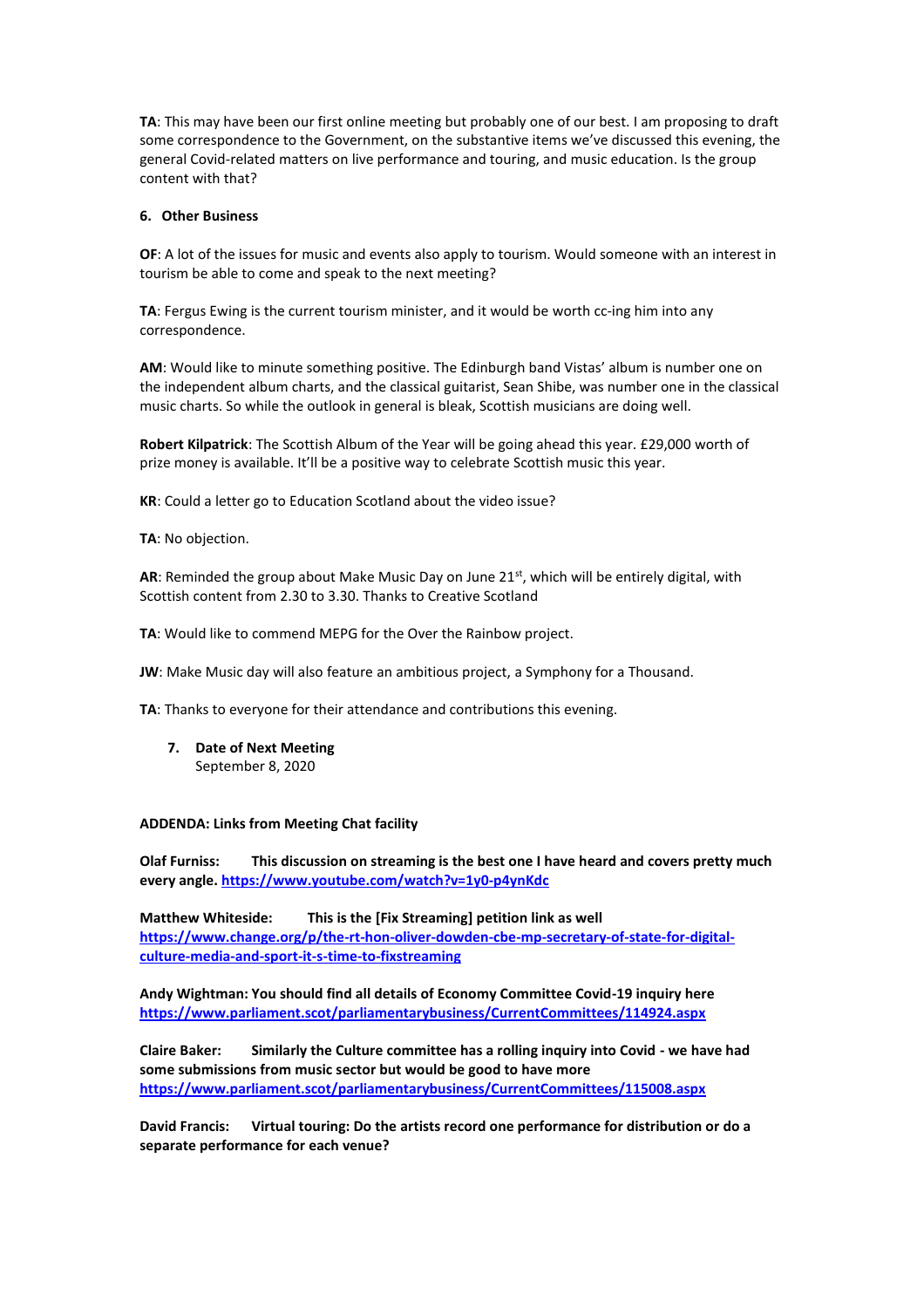**TA**: This may have been our first online meeting but probably one of our best. I am proposing to draft some correspondence to the Government, on the substantive items we've discussed this evening, the general Covid-related matters on live performance and touring, and music education. Is the group content with that?

**6. Other Business**

**OF**: A lot of the issues for music and events also apply to tourism. Would someone with an interest in tourism be able to come and speak to the next meeting?

**TA**: Fergus Ewing is the current tourism minister, and it would be worth cc-ing him into any correspondence.

**AM**: Would like to minute something positive. The Edinburgh band Vistas' album is number one on the independent album charts, and the classical guitarist, Sean Shibe, was number one in the classical music charts. So while the outlook in general is bleak, Scottish musicians are doing well.

**Robert Kilpatrick**: The Scottish Album of the Year will be going ahead this year. £29,000 worth of prize money is available. It'll be a positive way to celebrate Scottish music this year.

**KR**: Could a letter go to Education Scotland about the video issue?

**TA**: No objection.

**AR**: Reminded the group about Make Music Day on June 21st, which will be entirely digital, with Scottish content from 2.30 to 3.30. Thanks to Creative Scotland

**TA**: Would like to commend MEPG for the Over the Rainbow project.

**JW**: Make Music day will also feature an ambitious project, a Symphony for a Thousand.

**TA**: Thanks to everyone for their attendance and contributions this evening.

**7. Date of Next Meeting**
September 8, 2020

**ADDENDA: Links from Meeting Chat facility**

**Olaf Furniss: This discussion on streaming is the best one I have heard and covers pretty much every angle.** https://www.youtube.com/watch?v=1y0-p4ynKdc

**Matthew Whiteside: This is the [Fix Streaming] petition link as well** https://www.change.org/p/the-rt-hon-oliver-dowden-cbe-mp-secretary-of-state-for-digital-culture-media-and-sport-it-s-time-to-fixstreaming

**Andy Wightman: You should find all details of Economy Committee Covid-19 inquiry here** https://www.parliament.scot/parliamentarybusiness/CurrentCommittees/114924.aspx

**Claire Baker: Similarly the Culture committee has a rolling inquiry into Covid - we have had some submissions from music sector but would be good to have more** https://www.parliament.scot/parliamentarybusiness/CurrentCommittees/115008.aspx

**David Francis: Virtual touring: Do the artists record one performance for distribution or do a separate performance for each venue?**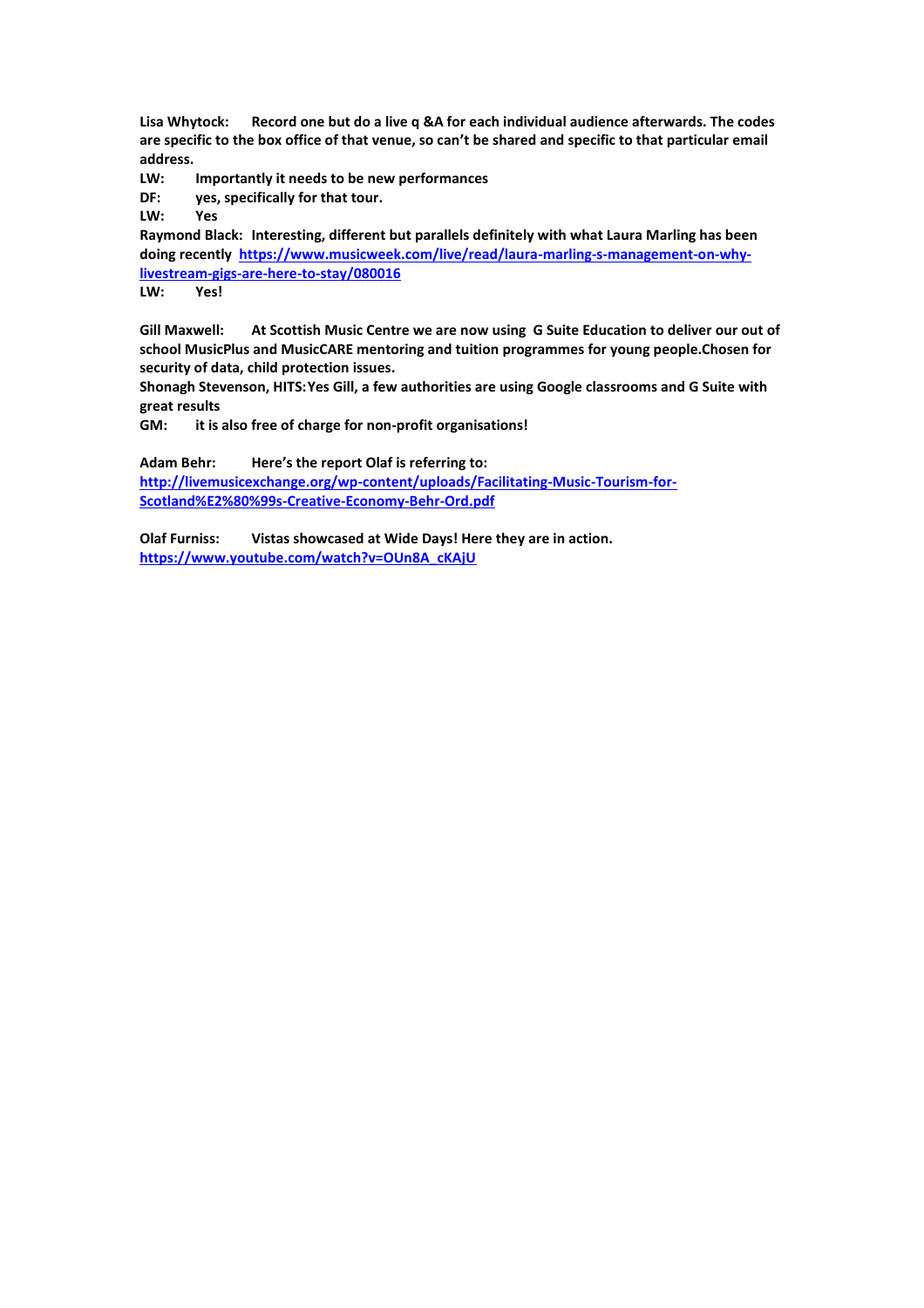**Lisa Whytock: Record one but do a live q &A for each individual audience afterwards. The codes are specific to the box office of that venue, so can't be shared and specific to that particular email address.**

**LW: Importantly it needs to be new performances**

**DF: yes, specifically for that tour.**

**LW: Yes**

**Raymond Black: Interesting, different but parallels definitely with what Laura Marling has been doing recently [https://www.musicweek.com/live/read/laura-marling-s-management-on-why-livestream-gigs-are-here-to-stay/080016](https://www.musicweek.com/live/read/laura-marling-s-management-on-why-livestream-gigs-are-here-to-stay/080016)**

**LW: Yes!**

**Gill Maxwell: At Scottish Music Centre we are now using G Suite Education to deliver our out of school MusicPlus and MusicCARE mentoring and tuition programmes for young people.Chosen for security of data, child protection issues.**

**Shonagh Stevenson, HITS: Yes Gill, a few authorities are using Google classrooms and G Suite with great results**

**GM: it is also free of charge for non-profit organisations!**

**Adam Behr: Here's the report Olaf is referring to:**
**[http://livemusicexchange.org/wp-content/uploads/Facilitating-Music-Tourism-for-Scotland%E2%80%99s-Creative-Economy-Behr-Ord.pdf](http://livemusicexchange.org/wp-content/uploads/Facilitating-Music-Tourism-for-Scotland%E2%80%99s-Creative-Economy-Behr-Ord.pdf)**

**Olaf Furniss: Vistas showcased at Wide Days! Here they are in action.**
**[https://www.youtube.com/watch?v=OUn8A_cKAjU](https://www.youtube.com/watch?v=OUn8A_cKAjU)**